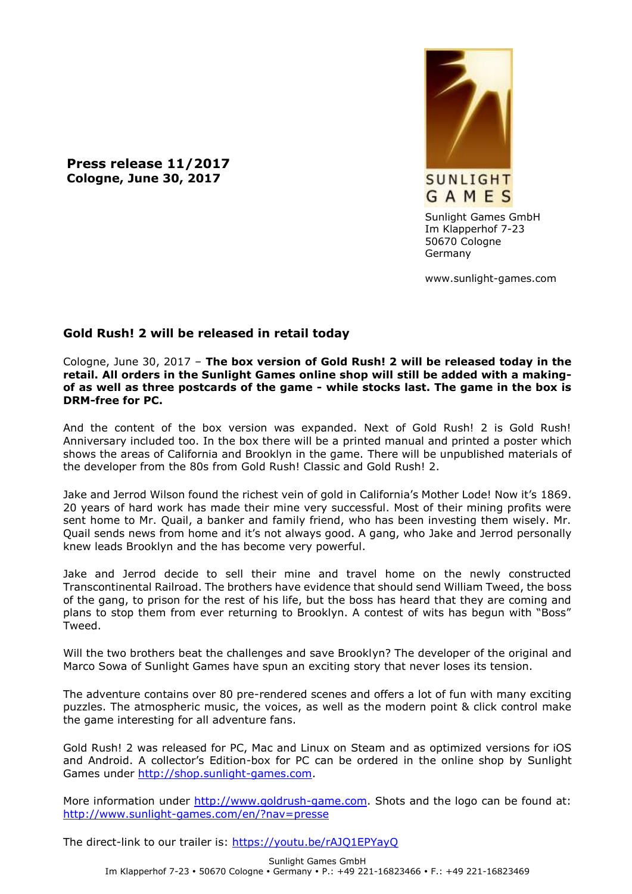**Press release 11/2017**
**Cologne, June 30, 2017**

SUNLIGHT GAMES

Sunlight Games GmbH
Im Klapperhof 7-23
50670 Cologne
Germany

www.sunlight-games.com

## Gold Rush! 2 will be released in retail today

Cologne, June 30, 2017 – **The box version of Gold Rush! 2 will be released today in the retail. All orders in the Sunlight Games online shop will still be added with a making-of as well as three postcards of the game - while stocks last. The game in the box is DRM-free for PC.**

And the content of the box version was expanded. Next of Gold Rush! 2 is Gold Rush! Anniversary included too. In the box there will be a printed manual and printed a poster which shows the areas of California and Brooklyn in the game. There will be unpublished materials of the developer from the 80s from Gold Rush! Classic and Gold Rush! 2.

Jake and Jerrod Wilson found the richest vein of gold in California's Mother Lode! Now it's 1869. 20 years of hard work has made their mine very successful. Most of their mining profits were sent home to Mr. Quail, a banker and family friend, who has been investing them wisely. Mr. Quail sends news from home and it's not always good. A gang, who Jake and Jerrod personally knew leads Brooklyn and the has become very powerful.

Jake and Jerrod decide to sell their mine and travel home on the newly constructed Transcontinental Railroad. The brothers have evidence that should send William Tweed, the boss of the gang, to prison for the rest of his life, but the boss has heard that they are coming and plans to stop them from ever returning to Brooklyn. A contest of wits has begun with "Boss" Tweed.

Will the two brothers beat the challenges and save Brooklyn? The developer of the original and Marco Sowa of Sunlight Games have spun an exciting story that never loses its tension.

The adventure contains over 80 pre-rendered scenes and offers a lot of fun with many exciting puzzles. The atmospheric music, the voices, as well as the modern point & click control make the game interesting for all adventure fans.

Gold Rush! 2 was released for PC, Mac and Linux on Steam and as optimized versions for iOS and Android. A collector's Edition-box for PC can be ordered in the online shop by Sunlight Games under http://shop.sunlight-games.com.

More information under http://www.goldrush-game.com. Shots and the logo can be found at: http://www.sunlight-games.com/en/?nav=presse

The direct-link to our trailer is: https://youtu.be/rAJQ1EPYayQ

Sunlight Games GmbH
Im Klapperhof 7-23 • 50670 Cologne • Germany • P.: +49 221-16823466 • F.: +49 221-16823469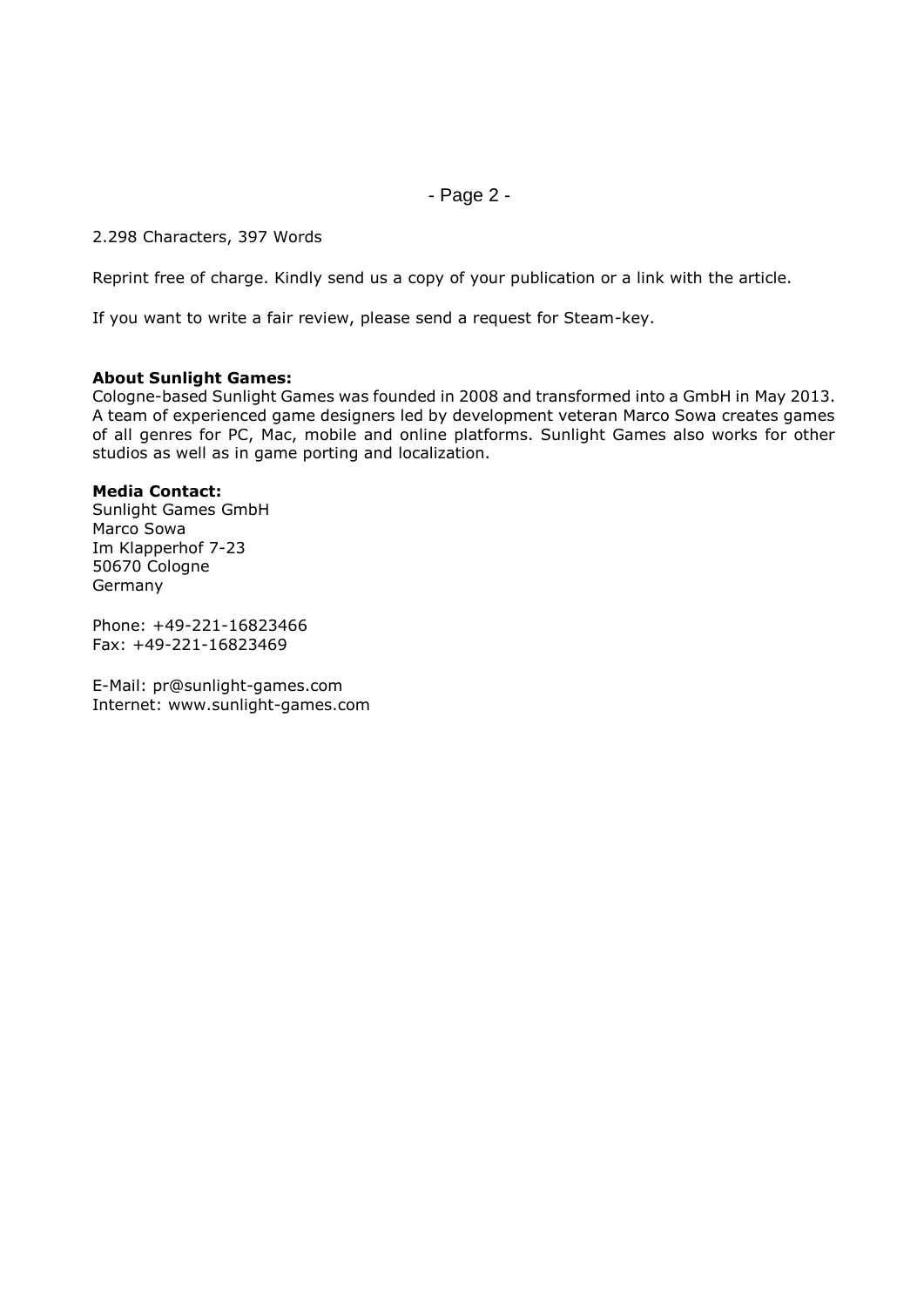2.298 Characters, 397 Words

Reprint free of charge. Kindly send us a copy of your publication or a link with the article.

If you want to write a fair review, please send a request for Steam-key.

**About Sunlight Games:**
Cologne-based Sunlight Games was founded in 2008 and transformed into a GmbH in May 2013. A team of experienced game designers led by development veteran Marco Sowa creates games of all genres for PC, Mac, mobile and online platforms. Sunlight Games also works for other studios as well as in game porting and localization.

**Media Contact:**
Sunlight Games GmbH
Marco Sowa
Im Klapperhof 7-23
50670 Cologne
Germany

Phone: +49-221-16823466
Fax: +49-221-16823469

E-Mail: pr@sunlight-games.com
Internet: www.sunlight-games.com